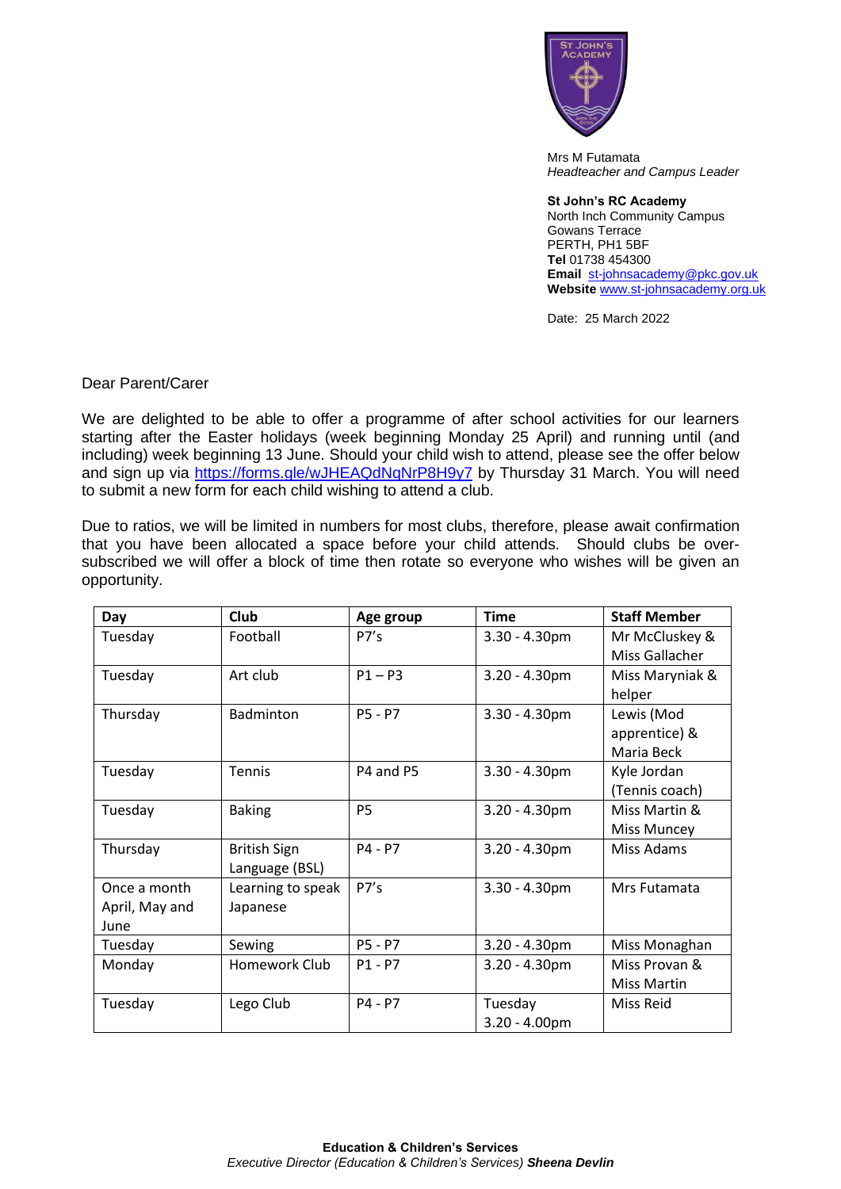Mrs M Futamata
*Headteacher and Campus Leader*

**St John's RC Academy**
North Inch Community Campus
Gowans Terrace
PERTH, PH1 5BF
**Tel** 01738 454300
**Email** st-johnsacademy@pkc.gov.uk
**Website** www.st-johnsacademy.org.uk

Date: 25 March 2022

Dear Parent/Carer

We are delighted to be able to offer a programme of after school activities for our learners starting after the Easter holidays (week beginning Monday 25 April) and running until (and including) week beginning 13 June. Should your child wish to attend, please see the offer below and sign up via https://forms.gle/wJHEAQdNqNrP8H9y7 by Thursday 31 March. You will need to submit a new form for each child wishing to attend a club.

Due to ratios, we will be limited in numbers for most clubs, therefore, please await confirmation that you have been allocated a space before your child attends. Should clubs be over-subscribed we will offer a block of time then rotate so everyone who wishes will be given an opportunity.

| Day | Club | Age group | Time | Staff Member |
|---|---|---|---|---|
| Tuesday | Football | P7's | 3.30 - 4.30pm | Mr McCluskey & Miss Gallacher |
| Tuesday | Art club | P1 – P3 | 3.20 - 4.30pm | Miss Maryniak & helper |
| Thursday | Badminton | P5 - P7 | 3.30 - 4.30pm | Lewis (Mod apprentice) & Maria Beck |
| Tuesday | Tennis | P4 and P5 | 3.30 - 4.30pm | Kyle Jordan (Tennis coach) |
| Tuesday | Baking | P5 | 3.20 - 4.30pm | Miss Martin & Miss Muncey |
| Thursday | British Sign Language (BSL) | P4 - P7 | 3.20 - 4.30pm | Miss Adams |
| Once a month April, May and June | Learning to speak Japanese | P7's | 3.30 - 4.30pm | Mrs Futamata |
| Tuesday | Sewing | P5 - P7 | 3.20 - 4.30pm | Miss Monaghan |
| Monday | Homework Club | P1 - P7 | 3.20 - 4.30pm | Miss Provan & Miss Martin |
| Tuesday | Lego Club | P4 - P7 | Tuesday 3.20 - 4.00pm | Miss Reid |

**Education & Children's Services**
*Executive Director (Education & Children's Services)* ***Sheena Devlin***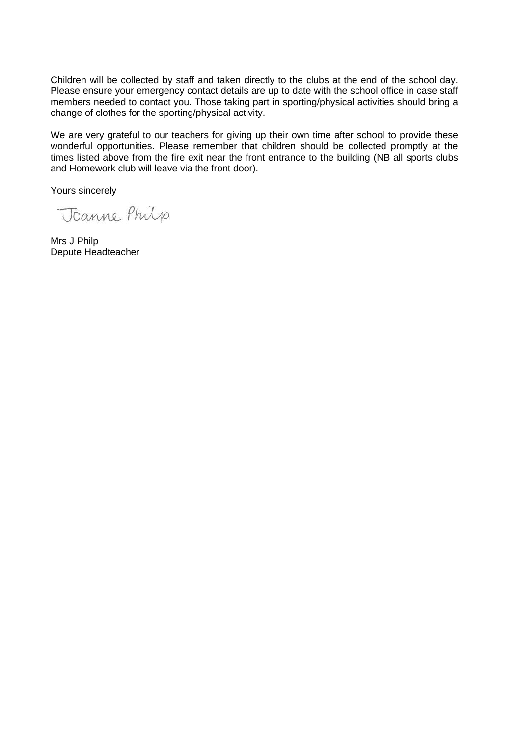Children will be collected by staff and taken directly to the clubs at the end of the school day. Please ensure your emergency contact details are up to date with the school office in case staff members needed to contact you. Those taking part in sporting/physical activities should bring a change of clothes for the sporting/physical activity.

We are very grateful to our teachers for giving up their own time after school to provide these wonderful opportunities. Please remember that children should be collected promptly at the times listed above from the fire exit near the front entrance to the building (NB all sports clubs and Homework club will leave via the front door).

Yours sincerely

Joanne Philp

Mrs J Philp
Depute Headteacher